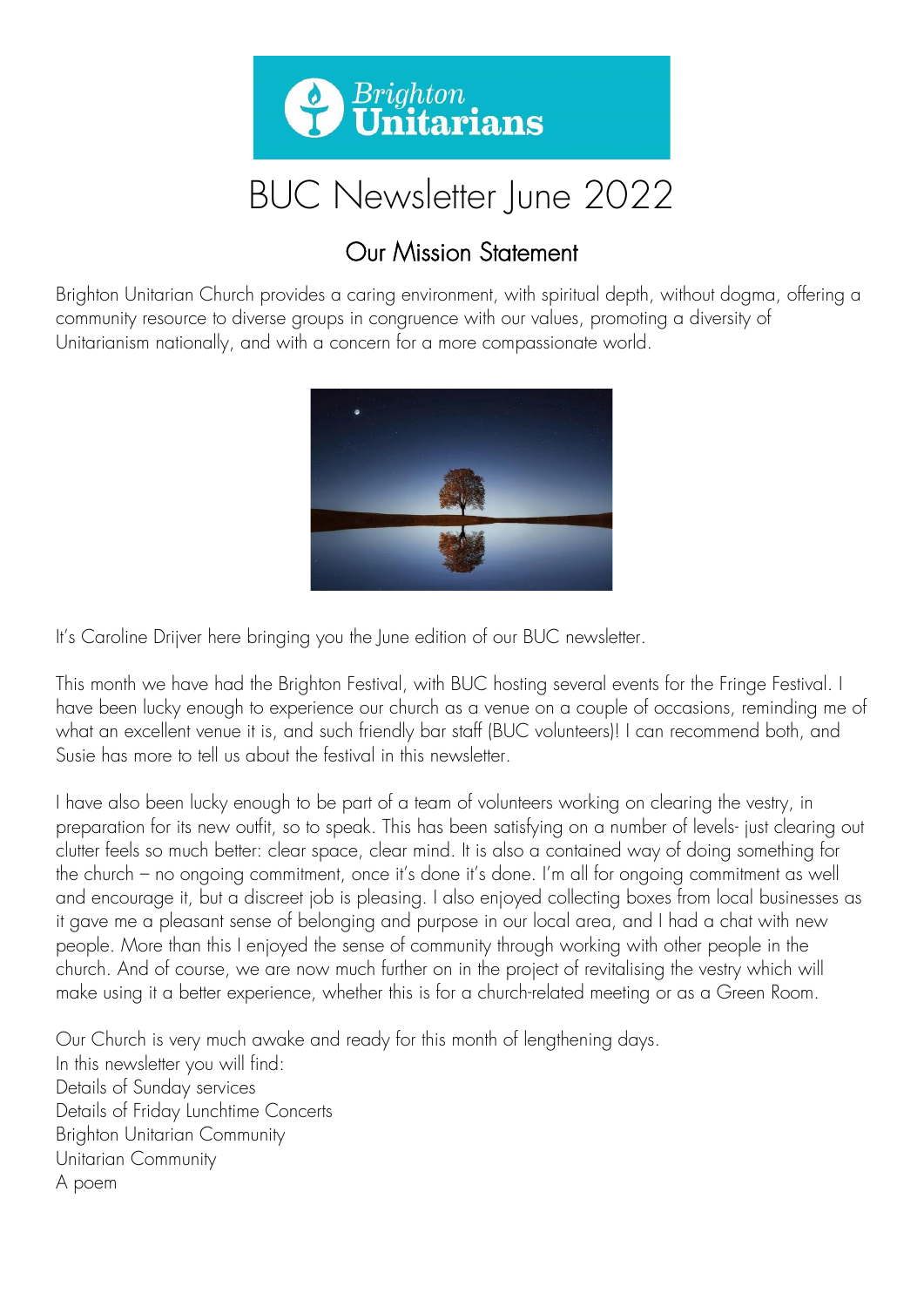Brighton Unitarians

# BUC Newsletter June 2022

## Our Mission Statement

Brighton Unitarian Church provides a caring environment, with spiritual depth, without dogma, offering a community resource to diverse groups in congruence with our values, promoting a diversity of Unitarianism nationally, and with a concern for a more compassionate world.

It's Caroline Drijver here bringing you the June edition of our BUC newsletter.

This month we have had the Brighton Festival, with BUC hosting several events for the Fringe Festival. I have been lucky enough to experience our church as a venue on a couple of occasions, reminding me of what an excellent venue it is, and such friendly bar staff (BUC volunteers)! I can recommend both, and Susie has more to tell us about the festival in this newsletter.

I have also been lucky enough to be part of a team of volunteers working on clearing the vestry, in preparation for its new outfit, so to speak. This has been satisfying on a number of levels- just clearing out clutter feels so much better: clear space, clear mind. It is also a contained way of doing something for the church – no ongoing commitment, once it's done it's done. I'm all for ongoing commitment as well and encourage it, but a discreet job is pleasing. I also enjoyed collecting boxes from local businesses as it gave me a pleasant sense of belonging and purpose in our local area, and I had a chat with new people. More than this I enjoyed the sense of community through working with other people in the church. And of course, we are now much further on in the project of revitalising the vestry which will make using it a better experience, whether this is for a church-related meeting or as a Green Room.

Our Church is very much awake and ready for this month of lengthening days.
In this newsletter you will find:
Details of Sunday services
Details of Friday Lunchtime Concerts
Brighton Unitarian Community
Unitarian Community
A poem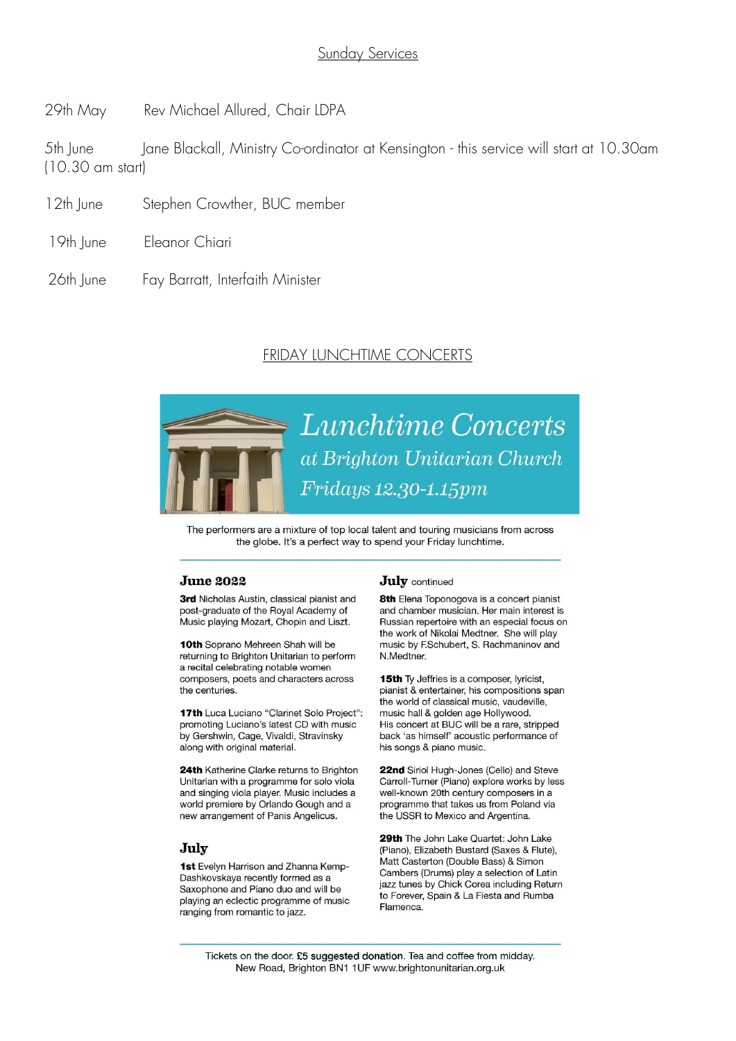## Sunday Services

29th May Rev Michael Allured, Chair LDPA

5th June Jane Blackall, Ministry Co-ordinator at Kensington - this service will start at 10.30am (10.30 am start)

12th June Stephen Crowther, BUC member

19th June Eleanor Chiari

26th June Fay Barratt, Interfaith Minister

## FRIDAY LUNCHTIME CONCERTS

# *Lunchtime Concerts*

## *at Brighton Unitarian Church*

## *Fridays 12.30-1.15pm*

The performers are a mixture of top local talent and touring musicians from across the globe. It's a perfect way to spend your Friday lunchtime.

### June 2022

**3rd** Nicholas Austin, classical pianist and post-graduate of the Royal Academy of Music playing Mozart, Chopin and Liszt.

**10th** Soprano Mehreen Shah will be returning to Brighton Unitarian to perform a recital celebrating notable women composers, poets and characters across the centuries.

**17th** Luca Luciano "Clarinet Solo Project": promoting Luciano's latest CD with music by Gershwin, Cage, Vivaldi, Stravinsky along with original material.

**24th** Katherine Clarke returns to Brighton Unitarian with a programme for solo viola and singing viola player. Music includes a world premiere by Orlando Gough and a new arrangement of Panis Angelicus.

### July

**1st** Evelyn Harrison and Zhanna Kemp-Dashkovskaya recently formed as a Saxophone and Piano duo and will be playing an eclectic programme of music ranging from romantic to jazz.

### July continued

**8th** Elena Toponogova is a concert pianist and chamber musician. Her main interest is Russian repertoire with an especial focus on the work of Nikolai Medtner. She will play music by F.Schubert, S. Rachmaninov and N.Medtner.

**15th** Ty Jeffries is a composer, lyricist, pianist & entertainer, his compositions span the world of classical music, vaudeville, music hall & golden age Hollywood. His concert at BUC will be a rare, stripped back 'as himself' acoustic performance of his songs & piano music.

**22nd** Siriol Hugh-Jones (Cello) and Steve Carroll-Turner (Piano) explore works by less well-known 20th century composers in a programme that takes us from Poland via the USSR to Mexico and Argentina.

**29th** The John Lake Quartet: John Lake (Piano), Elizabeth Bustard (Saxes & Flute), Matt Casterton (Double Bass) & Simon Cambers (Drums) play a selection of Latin jazz tunes by Chick Corea including Return to Forever, Spain & La Fiesta and Rumba Flamenca.

Tickets on the door. **£5 suggested donation**. Tea and coffee from midday.
New Road, Brighton BN1 1UF www.brightonunitarian.org.uk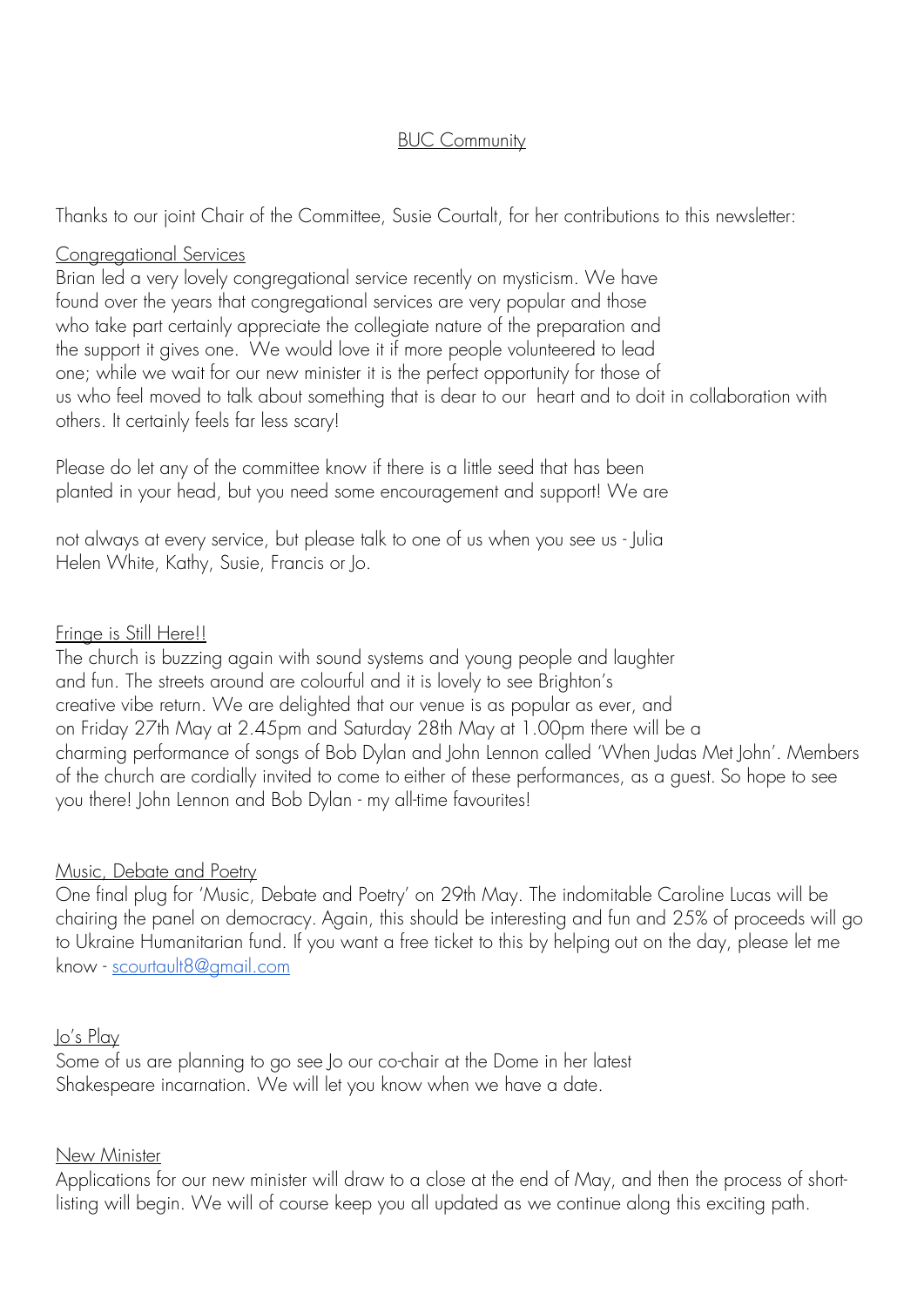## BUC Community

Thanks to our joint Chair of the Committee, Susie Courtalt, for her contributions to this newsletter:

### Congregational Services

Brian led a very lovely congregational service recently on mysticism. We have found over the years that congregational services are very popular and those who take part certainly appreciate the collegiate nature of the preparation and the support it gives one. We would love it if more people volunteered to lead one; while we wait for our new minister it is the perfect opportunity for those of us who feel moved to talk about something that is dear to our heart and to doit in collaboration with others. It certainly feels far less scary!

Please do let any of the committee know if there is a little seed that has been planted in your head, but you need some encouragement and support! We are

not always at every service, but please talk to one of us when you see us - Julia Helen White, Kathy, Susie, Francis or Jo.

### Fringe is Still Here!!

The church is buzzing again with sound systems and young people and laughter and fun. The streets around are colourful and it is lovely to see Brighton's creative vibe return. We are delighted that our venue is as popular as ever, and on Friday 27th May at 2.45pm and Saturday 28th May at 1.00pm there will be a charming performance of songs of Bob Dylan and John Lennon called 'When Judas Met John'. Members of the church are cordially invited to come to either of these performances, as a guest. So hope to see you there! John Lennon and Bob Dylan - my all-time favourites!

### Music, Debate and Poetry

One final plug for 'Music, Debate and Poetry' on 29th May. The indomitable Caroline Lucas will be chairing the panel on democracy. Again, this should be interesting and fun and 25% of proceeds will go to Ukraine Humanitarian fund. If you want a free ticket to this by helping out on the day, please let me know - scourtault8@gmail.com

### Jo's Play

Some of us are planning to go see Jo our co-chair at the Dome in her latest Shakespeare incarnation. We will let you know when we have a date.

### New Minister

Applications for our new minister will draw to a close at the end of May, and then the process of short-listing will begin. We will of course keep you all updated as we continue along this exciting path.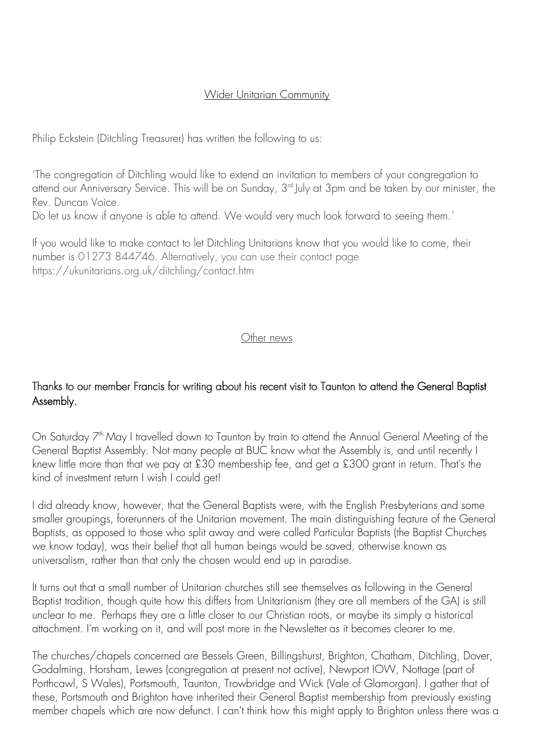## Wider Unitarian Community

Philip Eckstein (Ditchling Treasurer) has written the following to us:

'The congregation of Ditchling would like to extend an invitation to members of your congregation to attend our Anniversary Service. This will be on Sunday, 3rd July at 3pm and be taken by our minister, the Rev. Duncan Voice.
Do let us know if anyone is able to attend. We would very much look forward to seeing them.'

If you would like to make contact to let Ditchling Unitarians know that you would like to come, their number is 01273 844746. Alternatively, you can use their contact page https://ukunitarians.org.uk/ditchling/contact.htm

## Other news

### Thanks to our member Francis for writing about his recent visit to Taunton to attend the General Baptist Assembly.

On Saturday 7th May I travelled down to Taunton by train to attend the Annual General Meeting of the General Baptist Assembly. Not many people at BUC know what the Assembly is, and until recently I knew little more than that we pay at £30 membership fee, and get a £300 grant in return. That's the kind of investment return I wish I could get!

I did already know, however, that the General Baptists were, with the English Presbyterians and some smaller groupings, forerunners of the Unitarian movement. The main distinguishing feature of the General Baptists, as opposed to those who split away and were called Particular Baptists (the Baptist Churches we know today), was their belief that all human beings would be saved, otherwise known as universalism, rather than that only the chosen would end up in paradise.

It turns out that a small number of Unitarian churches still see themselves as following in the General Baptist tradition, though quite how this differs from Unitarianism (they are all members of the GA) is still unclear to me. Perhaps they are a little closer to our Christian roots, or maybe its simply a historical attachment. I'm working on it, and will post more in the Newsletter as it becomes clearer to me.

The churches/chapels concerned are Bessels Green, Billingshurst, Brighton, Chatham, Ditchling, Dover, Godalming, Horsham, Lewes (congregation at present not active), Newport IOW, Nottage (part of Porthcawl, S Wales), Portsmouth, Taunton, Trowbridge and Wick (Vale of Glamorgan). I gather that of these, Portsmouth and Brighton have inherited their General Baptist membership from previously existing member chapels which are now defunct. I can't think how this might apply to Brighton unless there was a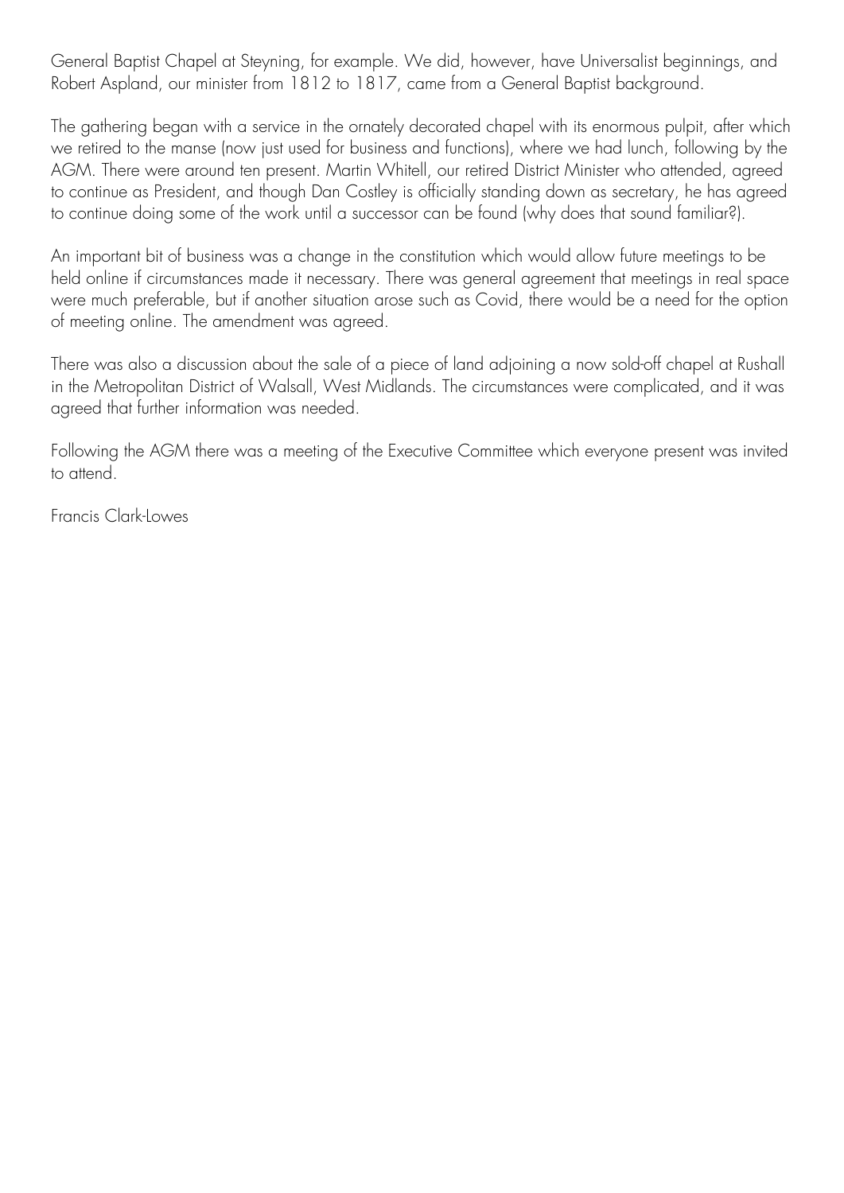General Baptist Chapel at Steyning, for example. We did, however, have Universalist beginnings, and Robert Aspland, our minister from 1812 to 1817, came from a General Baptist background.

The gathering began with a service in the ornately decorated chapel with its enormous pulpit, after which we retired to the manse (now just used for business and functions), where we had lunch, following by the AGM. There were around ten present. Martin Whitell, our retired District Minister who attended, agreed to continue as President, and though Dan Costley is officially standing down as secretary, he has agreed to continue doing some of the work until a successor can be found (why does that sound familiar?).

An important bit of business was a change in the constitution which would allow future meetings to be held online if circumstances made it necessary. There was general agreement that meetings in real space were much preferable, but if another situation arose such as Covid, there would be a need for the option of meeting online. The amendment was agreed.

There was also a discussion about the sale of a piece of land adjoining a now sold-off chapel at Rushall in the Metropolitan District of Walsall, West Midlands. The circumstances were complicated, and it was agreed that further information was needed.

Following the AGM there was a meeting of the Executive Committee which everyone present was invited to attend.

Francis Clark-Lowes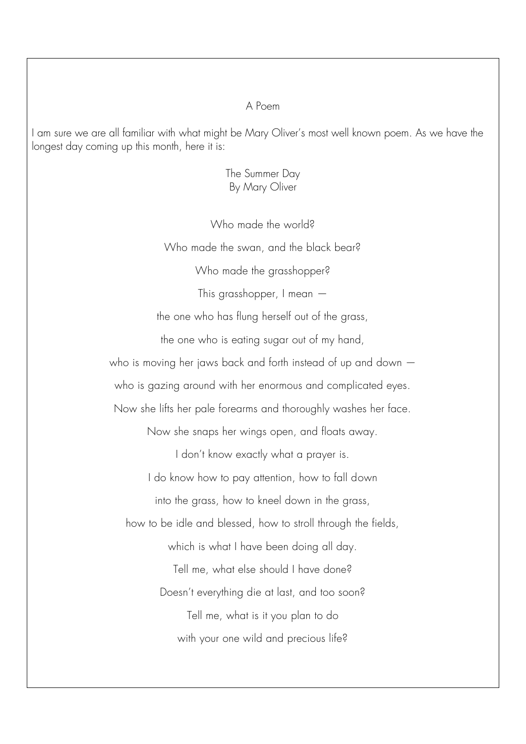## A Poem

I am sure we are all familiar with what might be Mary Oliver's most well known poem. As we have the longest day coming up this month, here it is:

### The Summer Day
By Mary Oliver

Who made the world?

Who made the swan, and the black bear?

Who made the grasshopper?

This grasshopper, I mean —

the one who has flung herself out of the grass,

the one who is eating sugar out of my hand,

who is moving her jaws back and forth instead of up and down —

who is gazing around with her enormous and complicated eyes.

Now she lifts her pale forearms and thoroughly washes her face.

Now she snaps her wings open, and floats away.

I don't know exactly what a prayer is.

I do know how to pay attention, how to fall down

into the grass, how to kneel down in the grass,

how to be idle and blessed, how to stroll through the fields,

which is what I have been doing all day.

Tell me, what else should I have done?

Doesn't everything die at last, and too soon?

Tell me, what is it you plan to do

with your one wild and precious life?